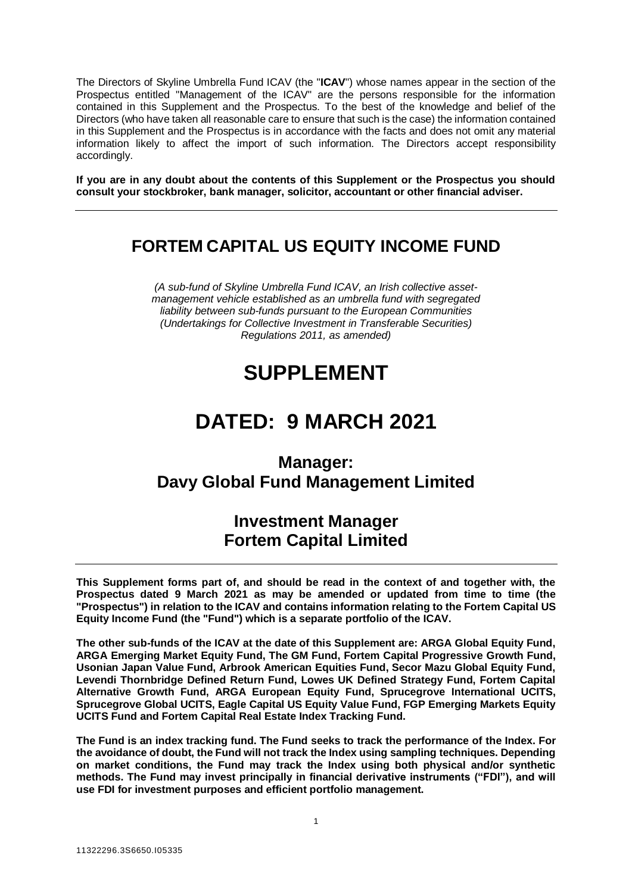The Directors of Skyline Umbrella Fund ICAV (the "**ICAV**") whose names appear in the section of the Prospectus entitled "Management of the ICAV" are the persons responsible for the information contained in this Supplement and the Prospectus. To the best of the knowledge and belief of the Directors (who have taken all reasonable care to ensure that such is the case) the information contained in this Supplement and the Prospectus is in accordance with the facts and does not omit any material information likely to affect the import of such information. The Directors accept responsibility accordingly.

**If you are in any doubt about the contents of this Supplement or the Prospectus you should consult your stockbroker, bank manager, solicitor, accountant or other financial adviser.**

---

# FORTEM CAPITAL US EQUITY INCOME FUND

*(A sub-fund of Skyline Umbrella Fund ICAV, an Irish collective asset-management vehicle established as an umbrella fund with segregated liability between sub-funds pursuant to the European Communities (Undertakings for Collective Investment in Transferable Securities) Regulations 2011, as amended)*

# SUPPLEMENT

# DATED: 9 MARCH 2021

## Manager:
## Davy Global Fund Management Limited

## Investment Manager
## Fortem Capital Limited

---

**This Supplement forms part of, and should be read in the context of and together with, the Prospectus dated 9 March 2021 as may be amended or updated from time to time (the "Prospectus") in relation to the ICAV and contains information relating to the Fortem Capital US Equity Income Fund (the "Fund") which is a separate portfolio of the ICAV.**

**The other sub-funds of the ICAV at the date of this Supplement are: ARGA Global Equity Fund, ARGA Emerging Market Equity Fund, The GM Fund, Fortem Capital Progressive Growth Fund, Usonian Japan Value Fund, Arbrook American Equities Fund, Secor Mazu Global Equity Fund, Levendi Thornbridge Defined Return Fund, Lowes UK Defined Strategy Fund, Fortem Capital Alternative Growth Fund, ARGA European Equity Fund, Sprucegrove International UCITS, Sprucegrove Global UCITS, Eagle Capital US Equity Value Fund, FGP Emerging Markets Equity UCITS Fund and Fortem Capital Real Estate Index Tracking Fund.**

**The Fund is an index tracking fund. The Fund seeks to track the performance of the Index. For the avoidance of doubt, the Fund will not track the Index using sampling techniques. Depending on market conditions, the Fund may track the Index using both physical and/or synthetic methods. The Fund may invest principally in financial derivative instruments ("FDI"), and will use FDI for investment purposes and efficient portfolio management.**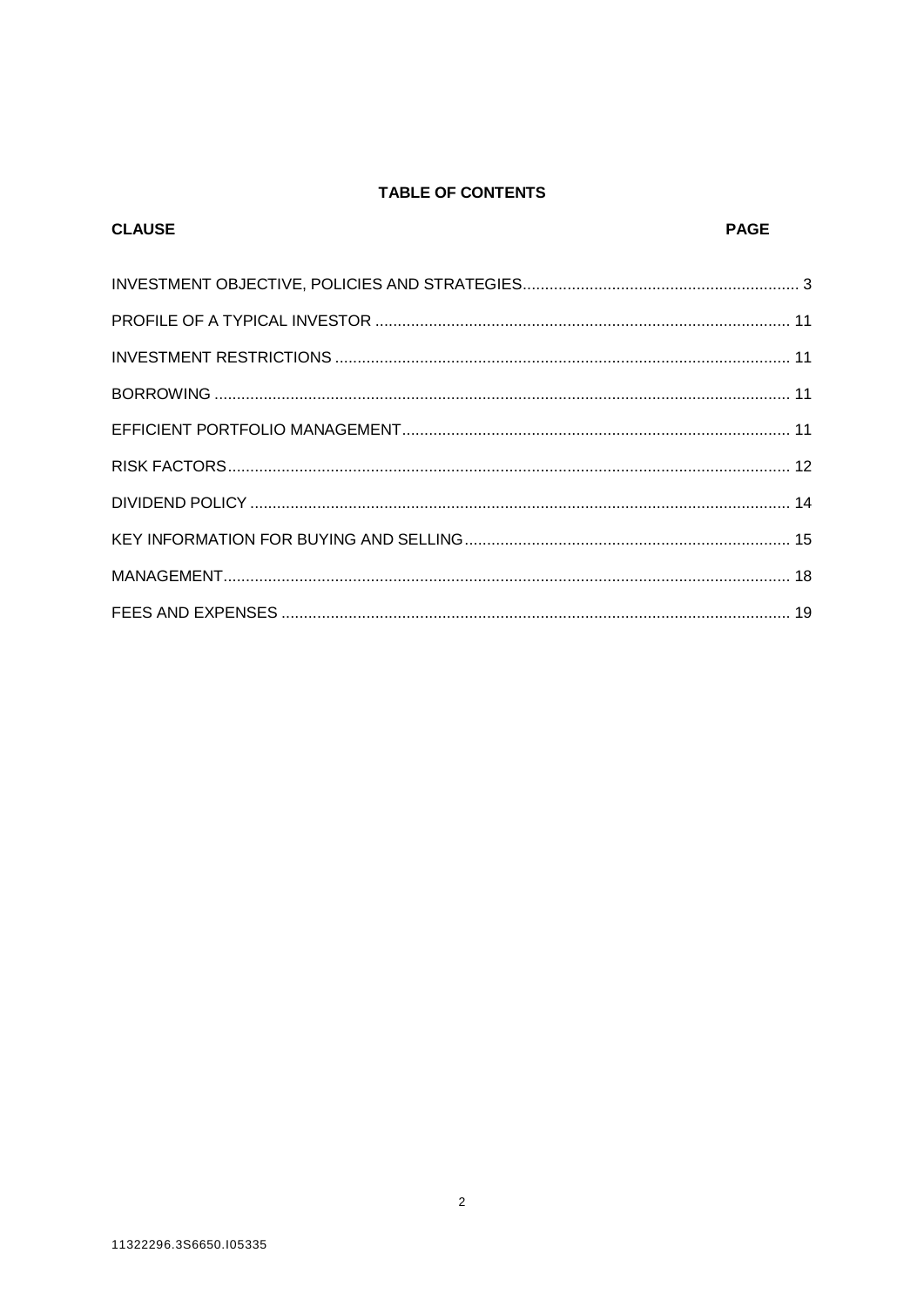## TABLE OF CONTENTS

| CLAUSE | PAGE |
| --- | --- |
| INVESTMENT OBJECTIVE, POLICIES AND STRATEGIES | 3 |
| PROFILE OF A TYPICAL INVESTOR | 11 |
| INVESTMENT RESTRICTIONS | 11 |
| BORROWING | 11 |
| EFFICIENT PORTFOLIO MANAGEMENT | 11 |
| RISK FACTORS | 12 |
| DIVIDEND POLICY | 14 |
| KEY INFORMATION FOR BUYING AND SELLING | 15 |
| MANAGEMENT | 18 |
| FEES AND EXPENSES | 19 |

11322296.3S6650.I05335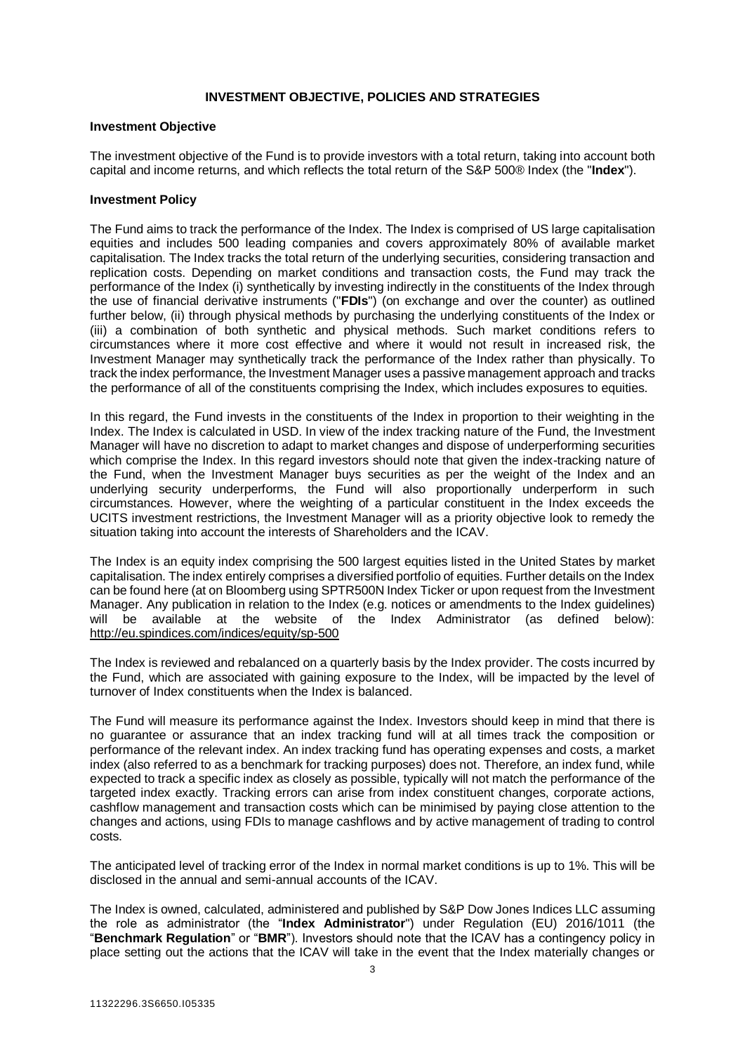## INVESTMENT OBJECTIVE, POLICIES AND STRATEGIES

### Investment Objective

The investment objective of the Fund is to provide investors with a total return, taking into account both capital and income returns, and which reflects the total return of the S&P 500® Index (the "**Index**").

### Investment Policy

The Fund aims to track the performance of the Index. The Index is comprised of US large capitalisation equities and includes 500 leading companies and covers approximately 80% of available market capitalisation. The Index tracks the total return of the underlying securities, considering transaction and replication costs. Depending on market conditions and transaction costs, the Fund may track the performance of the Index (i) synthetically by investing indirectly in the constituents of the Index through the use of financial derivative instruments ("**FDIs**") (on exchange and over the counter) as outlined further below, (ii) through physical methods by purchasing the underlying constituents of the Index or (iii) a combination of both synthetic and physical methods. Such market conditions refers to circumstances where it more cost effective and where it would not result in increased risk, the Investment Manager may synthetically track the performance of the Index rather than physically. To track the index performance, the Investment Manager uses a passive management approach and tracks the performance of all of the constituents comprising the Index, which includes exposures to equities.

In this regard, the Fund invests in the constituents of the Index in proportion to their weighting in the Index. The Index is calculated in USD. In view of the index tracking nature of the Fund, the Investment Manager will have no discretion to adapt to market changes and dispose of underperforming securities which comprise the Index. In this regard investors should note that given the index-tracking nature of the Fund, when the Investment Manager buys securities as per the weight of the Index and an underlying security underperforms, the Fund will also proportionally underperform in such circumstances. However, where the weighting of a particular constituent in the Index exceeds the UCITS investment restrictions, the Investment Manager will as a priority objective look to remedy the situation taking into account the interests of Shareholders and the ICAV.

The Index is an equity index comprising the 500 largest equities listed in the United States by market capitalisation. The index entirely comprises a diversified portfolio of equities. Further details on the Index can be found here (at on Bloomberg using SPTR500N Index Ticker or upon request from the Investment Manager. Any publication in relation to the Index (e.g. notices or amendments to the Index guidelines) will be available at the website of the Index Administrator (as defined below): http://eu.spindices.com/indices/equity/sp-500

The Index is reviewed and rebalanced on a quarterly basis by the Index provider. The costs incurred by the Fund, which are associated with gaining exposure to the Index, will be impacted by the level of turnover of Index constituents when the Index is balanced.

The Fund will measure its performance against the Index. Investors should keep in mind that there is no guarantee or assurance that an index tracking fund will at all times track the composition or performance of the relevant index. An index tracking fund has operating expenses and costs, a market index (also referred to as a benchmark for tracking purposes) does not. Therefore, an index fund, while expected to track a specific index as closely as possible, typically will not match the performance of the targeted index exactly. Tracking errors can arise from index constituent changes, corporate actions, cashflow management and transaction costs which can be minimised by paying close attention to the changes and actions, using FDIs to manage cashflows and by active management of trading to control costs.

The anticipated level of tracking error of the Index in normal market conditions is up to 1%. This will be disclosed in the annual and semi-annual accounts of the ICAV.

The Index is owned, calculated, administered and published by S&P Dow Jones Indices LLC assuming the role as administrator (the "**Index Administrator**") under Regulation (EU) 2016/1011 (the "**Benchmark Regulation**" or "**BMR**"). Investors should note that the ICAV has a contingency policy in place setting out the actions that the ICAV will take in the event that the Index materially changes or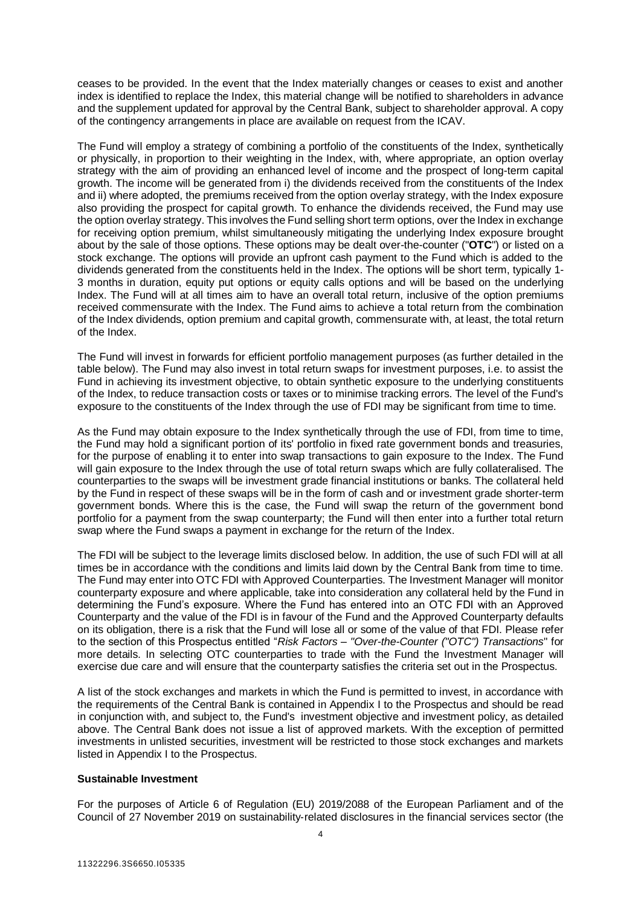ceases to be provided. In the event that the Index materially changes or ceases to exist and another index is identified to replace the Index, this material change will be notified to shareholders in advance and the supplement updated for approval by the Central Bank, subject to shareholder approval. A copy of the contingency arrangements in place are available on request from the ICAV.

The Fund will employ a strategy of combining a portfolio of the constituents of the Index, synthetically or physically, in proportion to their weighting in the Index, with, where appropriate, an option overlay strategy with the aim of providing an enhanced level of income and the prospect of long-term capital growth. The income will be generated from i) the dividends received from the constituents of the Index and ii) where adopted, the premiums received from the option overlay strategy, with the Index exposure also providing the prospect for capital growth. To enhance the dividends received, the Fund may use the option overlay strategy. This involves the Fund selling short term options, over the Index in exchange for receiving option premium, whilst simultaneously mitigating the underlying Index exposure brought about by the sale of those options. These options may be dealt over-the-counter ("**OTC**") or listed on a stock exchange. The options will provide an upfront cash payment to the Fund which is added to the dividends generated from the constituents held in the Index. The options will be short term, typically 1-3 months in duration, equity put options or equity calls options and will be based on the underlying Index. The Fund will at all times aim to have an overall total return, inclusive of the option premiums received commensurate with the Index. The Fund aims to achieve a total return from the combination of the Index dividends, option premium and capital growth, commensurate with, at least, the total return of the Index.

The Fund will invest in forwards for efficient portfolio management purposes (as further detailed in the table below). The Fund may also invest in total return swaps for investment purposes, i.e. to assist the Fund in achieving its investment objective, to obtain synthetic exposure to the underlying constituents of the Index, to reduce transaction costs or taxes or to minimise tracking errors. The level of the Fund's exposure to the constituents of the Index through the use of FDI may be significant from time to time.

As the Fund may obtain exposure to the Index synthetically through the use of FDI, from time to time, the Fund may hold a significant portion of its' portfolio in fixed rate government bonds and treasuries, for the purpose of enabling it to enter into swap transactions to gain exposure to the Index. The Fund will gain exposure to the Index through the use of total return swaps which are fully collateralised. The counterparties to the swaps will be investment grade financial institutions or banks. The collateral held by the Fund in respect of these swaps will be in the form of cash and or investment grade shorter-term government bonds. Where this is the case, the Fund will swap the return of the government bond portfolio for a payment from the swap counterparty; the Fund will then enter into a further total return swap where the Fund swaps a payment in exchange for the return of the Index.

The FDI will be subject to the leverage limits disclosed below. In addition, the use of such FDI will at all times be in accordance with the conditions and limits laid down by the Central Bank from time to time. The Fund may enter into OTC FDI with Approved Counterparties. The Investment Manager will monitor counterparty exposure and where applicable, take into consideration any collateral held by the Fund in determining the Fund's exposure. Where the Fund has entered into an OTC FDI with an Approved Counterparty and the value of the FDI is in favour of the Fund and the Approved Counterparty defaults on its obligation, there is a risk that the Fund will lose all or some of the value of that FDI. Please refer to the section of this Prospectus entitled "*Risk Factors – "Over-the-Counter ("OTC") Transactions*" for more details. In selecting OTC counterparties to trade with the Fund the Investment Manager will exercise due care and will ensure that the counterparty satisfies the criteria set out in the Prospectus.

A list of the stock exchanges and markets in which the Fund is permitted to invest, in accordance with the requirements of the Central Bank is contained in Appendix I to the Prospectus and should be read in conjunction with, and subject to, the Fund's investment objective and investment policy, as detailed above. The Central Bank does not issue a list of approved markets. With the exception of permitted investments in unlisted securities, investment will be restricted to those stock exchanges and markets listed in Appendix I to the Prospectus.

**Sustainable Investment**

For the purposes of Article 6 of Regulation (EU) 2019/2088 of the European Parliament and of the Council of 27 November 2019 on sustainability-related disclosures in the financial services sector (the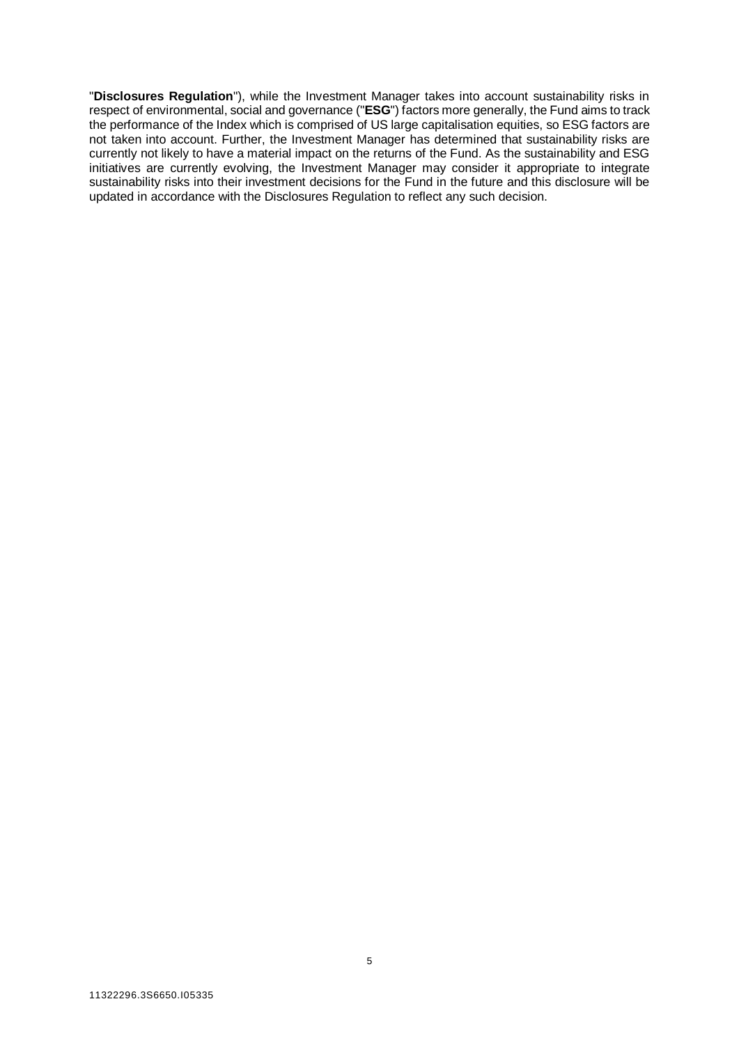"**Disclosures Regulation**"), while the Investment Manager takes into account sustainability risks in respect of environmental, social and governance ("**ESG**") factors more generally, the Fund aims to track the performance of the Index which is comprised of US large capitalisation equities, so ESG factors are not taken into account. Further, the Investment Manager has determined that sustainability risks are currently not likely to have a material impact on the returns of the Fund. As the sustainability and ESG initiatives are currently evolving, the Investment Manager may consider it appropriate to integrate sustainability risks into their investment decisions for the Fund in the future and this disclosure will be updated in accordance with the Disclosures Regulation to reflect any such decision.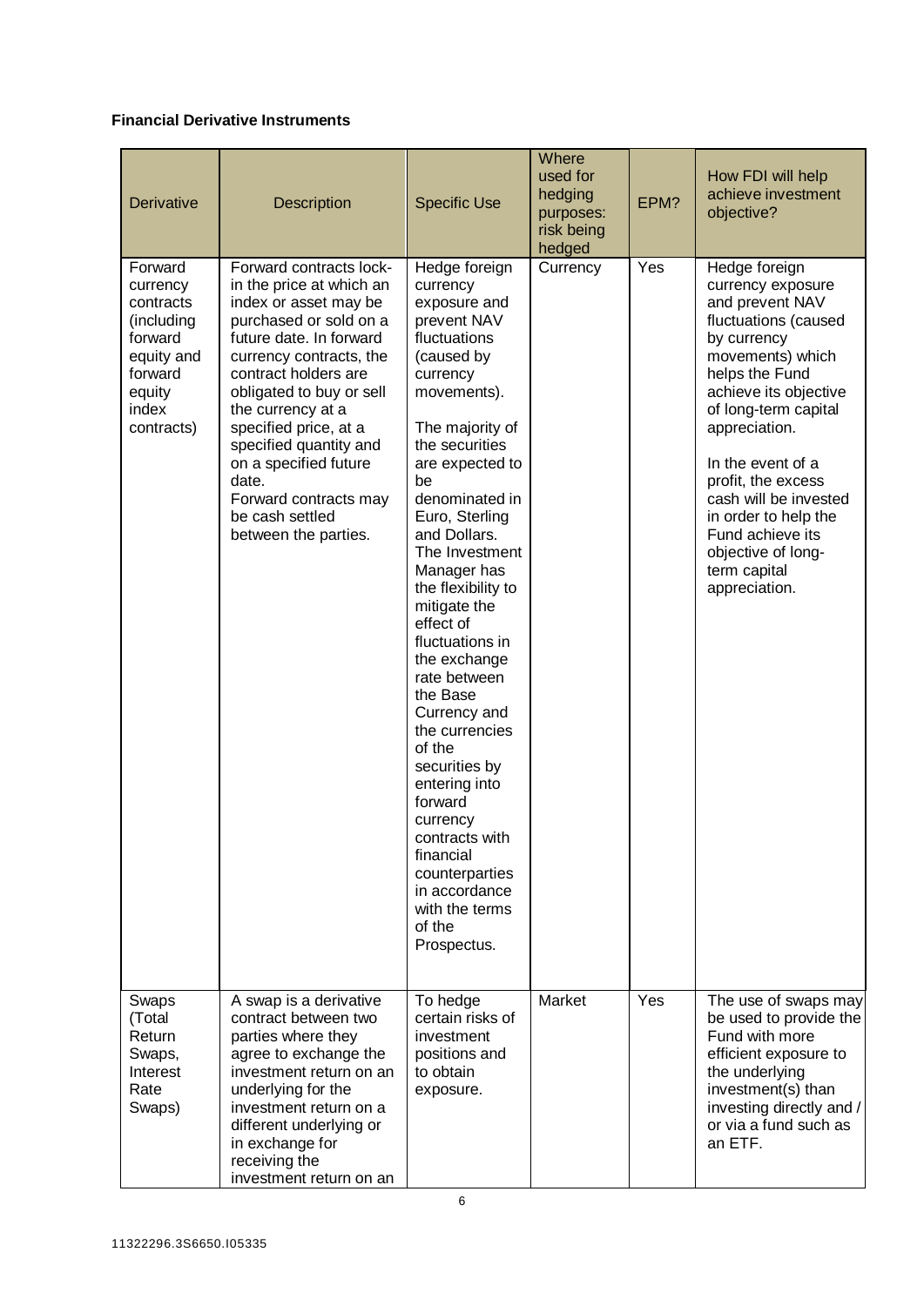**Financial Derivative Instruments**

| Derivative | Description | Specific Use | Where used for hedging purposes: risk being hedged | EPM? | How FDI will help achieve investment objective? |
|---|---|---|---|---|---|
| Forward currency contracts (including forward equity and forward equity index contracts) | Forward contracts lock-in the price at which an index or asset may be purchased or sold on a future date. In forward currency contracts, the contract holders are obligated to buy or sell the currency at a specified price, at a specified quantity and on a specified future date. Forward contracts may be cash settled between the parties. | Hedge foreign currency exposure and prevent NAV fluctuations (caused by currency movements). The majority of the securities are expected to be denominated in Euro, Sterling and Dollars. The Investment Manager has the flexibility to mitigate the effect of fluctuations in the exchange rate between the Base Currency and the currencies of the securities by entering into forward currency contracts with financial counterparties in accordance with the terms of the Prospectus. | Currency | Yes | Hedge foreign currency exposure and prevent NAV fluctuations (caused by currency movements) which helps the Fund achieve its objective of long-term capital appreciation. In the event of a profit, the excess cash will be invested in order to help the Fund achieve its objective of long-term capital appreciation. |
| Swaps (Total Return Swaps, Interest Rate Swaps) | A swap is a derivative contract between two parties where they agree to exchange the investment return on an underlying for the investment return on a different underlying or in exchange for receiving the investment return on an | To hedge certain risks of investment positions and to obtain exposure. | Market | Yes | The use of swaps may be used to provide the Fund with more efficient exposure to the underlying investment(s) than investing directly and / or via a fund such as an ETF. |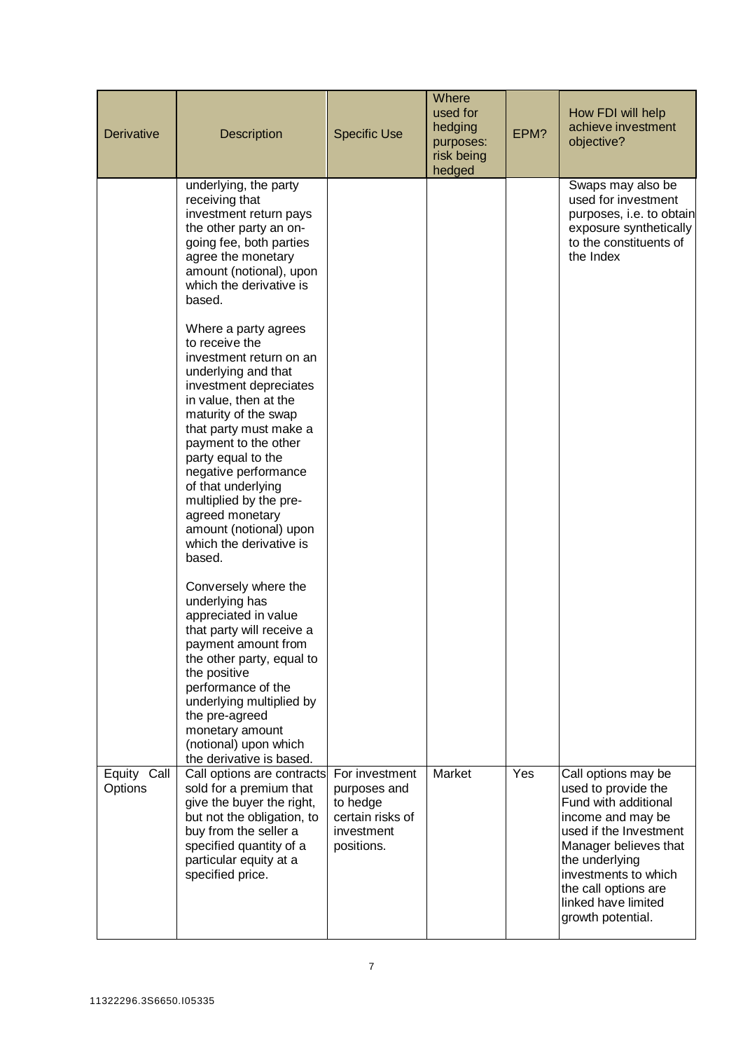| Derivative | Description | Specific Use | Where used for hedging purposes: risk being hedged | EPM? | How FDI will help achieve investment objective? |
|---|---|---|---|---|---|
| | underlying, the party receiving that investment return pays the other party an on-going fee, both parties agree the monetary amount (notional), upon which the derivative is based.<br><br>Where a party agrees to receive the investment return on an underlying and that investment depreciates in value, then at the maturity of the swap that party must make a payment to the other party equal to the negative performance of that underlying multiplied by the pre-agreed monetary amount (notional) upon which the derivative is based.<br><br>Conversely where the underlying has appreciated in value that party will receive a payment amount from the other party, equal to the positive performance of the underlying multiplied by the pre-agreed monetary amount (notional) upon which the derivative is based. | | | | Swaps may also be used for investment purposes, i.e. to obtain exposure synthetically to the constituents of the Index |
| Equity Call Options | Call options are contracts sold for a premium that give the buyer the right, but not the obligation, to buy from the seller a specified quantity of a particular equity at a specified price. | For investment purposes and to hedge certain risks of investment positions. | Market | Yes | Call options may be used to provide the Fund with additional income and may be used if the Investment Manager believes that the underlying investments to which the call options are linked have limited growth potential. |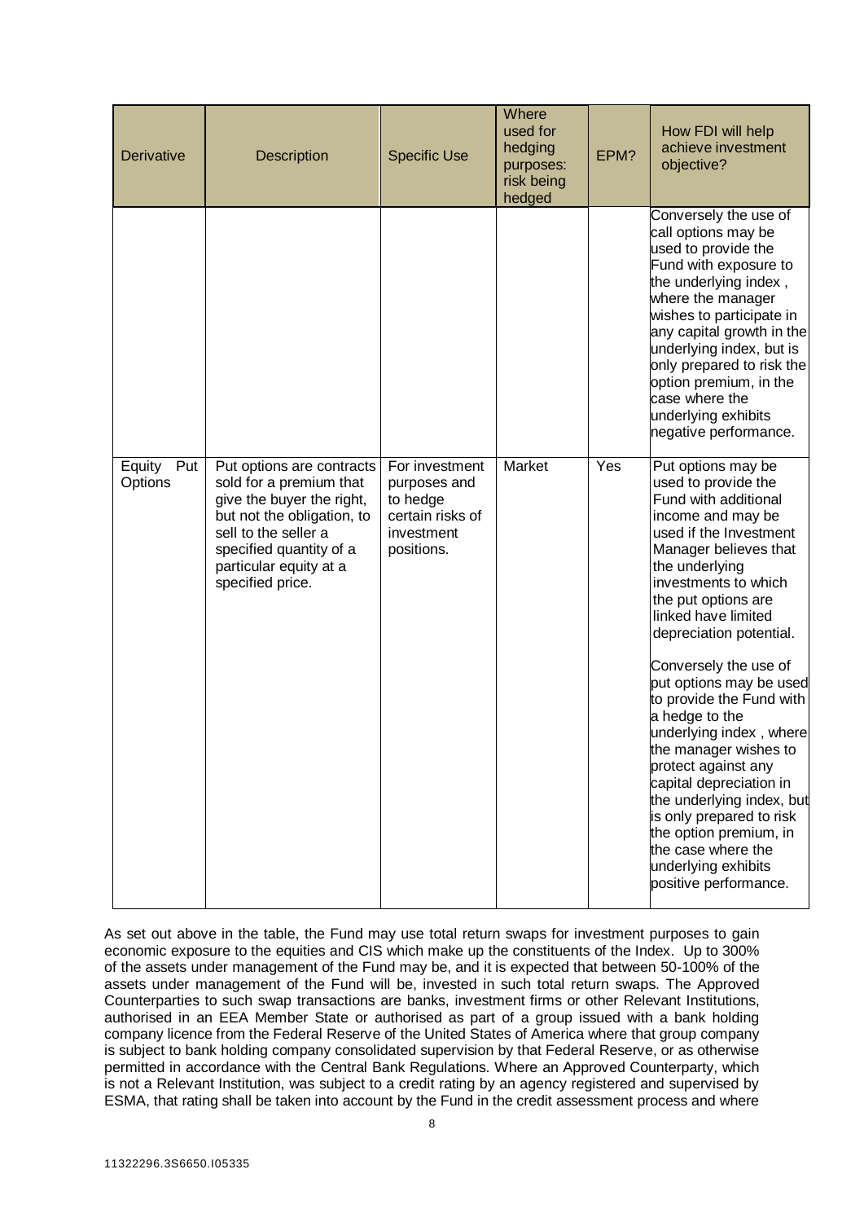| Derivative | Description | Specific Use | Where used for hedging purposes: risk being hedged | EPM? | How FDI will help achieve investment objective? |
|---|---|---|---|---|---|
| | | | | | Conversely the use of call options may be used to provide the Fund with exposure to the underlying index , where the manager wishes to participate in any capital growth in the underlying index, but is only prepared to risk the option premium, in the case where the underlying exhibits negative performance. |
| Equity Put Options | Put options are contracts sold for a premium that give the buyer the right, but not the obligation, to sell to the seller a specified quantity of a particular equity at a specified price. | For investment purposes and to hedge certain risks of investment positions. | Market | Yes | Put options may be used to provide the Fund with additional income and may be used if the Investment Manager believes that the underlying investments to which the put options are linked have limited depreciation potential.<br><br>Conversely the use of put options may be used to provide the Fund with a hedge to the underlying index , where the manager wishes to protect against any capital depreciation in the underlying index, but is only prepared to risk the option premium, in the case where the underlying exhibits positive performance. |

As set out above in the table, the Fund may use total return swaps for investment purposes to gain economic exposure to the equities and CIS which make up the constituents of the Index. Up to 300% of the assets under management of the Fund may be, and it is expected that between 50-100% of the assets under management of the Fund will be, invested in such total return swaps. The Approved Counterparties to such swap transactions are banks, investment firms or other Relevant Institutions, authorised in an EEA Member State or authorised as part of a group issued with a bank holding company licence from the Federal Reserve of the United States of America where that group company is subject to bank holding company consolidated supervision by that Federal Reserve, or as otherwise permitted in accordance with the Central Bank Regulations. Where an Approved Counterparty, which is not a Relevant Institution, was subject to a credit rating by an agency registered and supervised by ESMA, that rating shall be taken into account by the Fund in the credit assessment process and where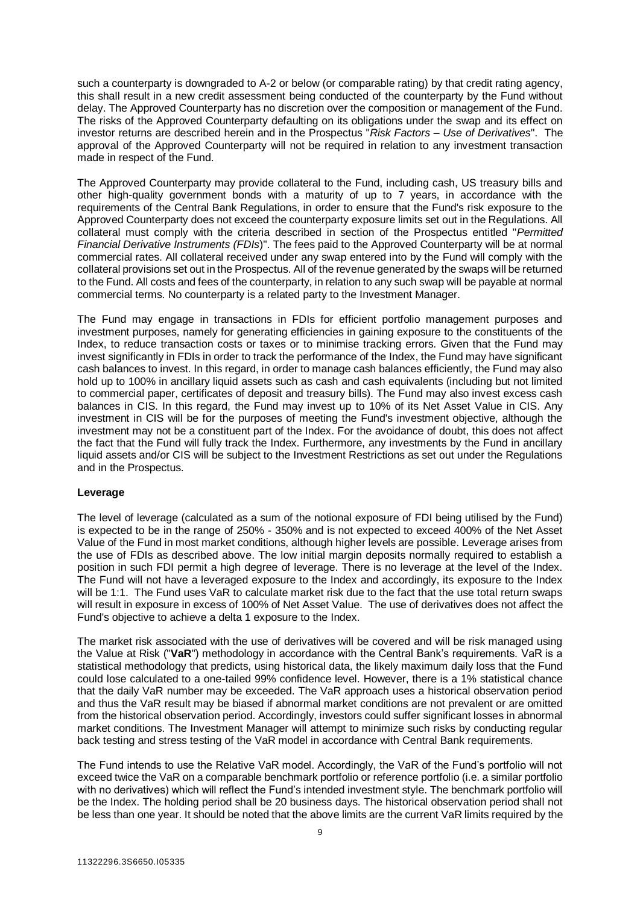such a counterparty is downgraded to A-2 or below (or comparable rating) by that credit rating agency, this shall result in a new credit assessment being conducted of the counterparty by the Fund without delay. The Approved Counterparty has no discretion over the composition or management of the Fund. The risks of the Approved Counterparty defaulting on its obligations under the swap and its effect on investor returns are described herein and in the Prospectus "*Risk Factors – Use of Derivatives*". The approval of the Approved Counterparty will not be required in relation to any investment transaction made in respect of the Fund.

The Approved Counterparty may provide collateral to the Fund, including cash, US treasury bills and other high-quality government bonds with a maturity of up to 7 years, in accordance with the requirements of the Central Bank Regulations, in order to ensure that the Fund's risk exposure to the Approved Counterparty does not exceed the counterparty exposure limits set out in the Regulations. All collateral must comply with the criteria described in section of the Prospectus entitled "*Permitted Financial Derivative Instruments (FDIs*)". The fees paid to the Approved Counterparty will be at normal commercial rates. All collateral received under any swap entered into by the Fund will comply with the collateral provisions set out in the Prospectus. All of the revenue generated by the swaps will be returned to the Fund. All costs and fees of the counterparty, in relation to any such swap will be payable at normal commercial terms. No counterparty is a related party to the Investment Manager.

The Fund may engage in transactions in FDIs for efficient portfolio management purposes and investment purposes, namely for generating efficiencies in gaining exposure to the constituents of the Index, to reduce transaction costs or taxes or to minimise tracking errors. Given that the Fund may invest significantly in FDIs in order to track the performance of the Index, the Fund may have significant cash balances to invest. In this regard, in order to manage cash balances efficiently, the Fund may also hold up to 100% in ancillary liquid assets such as cash and cash equivalents (including but not limited to commercial paper, certificates of deposit and treasury bills). The Fund may also invest excess cash balances in CIS. In this regard, the Fund may invest up to 10% of its Net Asset Value in CIS. Any investment in CIS will be for the purposes of meeting the Fund's investment objective, although the investment may not be a constituent part of the Index. For the avoidance of doubt, this does not affect the fact that the Fund will fully track the Index. Furthermore, any investments by the Fund in ancillary liquid assets and/or CIS will be subject to the Investment Restrictions as set out under the Regulations and in the Prospectus.

**Leverage**

The level of leverage (calculated as a sum of the notional exposure of FDI being utilised by the Fund) is expected to be in the range of 250% - 350% and is not expected to exceed 400% of the Net Asset Value of the Fund in most market conditions, although higher levels are possible. Leverage arises from the use of FDIs as described above. The low initial margin deposits normally required to establish a position in such FDI permit a high degree of leverage. There is no leverage at the level of the Index. The Fund will not have a leveraged exposure to the Index and accordingly, its exposure to the Index will be 1:1. The Fund uses VaR to calculate market risk due to the fact that the use total return swaps will result in exposure in excess of 100% of Net Asset Value. The use of derivatives does not affect the Fund's objective to achieve a delta 1 exposure to the Index.

The market risk associated with the use of derivatives will be covered and will be risk managed using the Value at Risk ("**VaR**") methodology in accordance with the Central Bank's requirements. VaR is a statistical methodology that predicts, using historical data, the likely maximum daily loss that the Fund could lose calculated to a one-tailed 99% confidence level. However, there is a 1% statistical chance that the daily VaR number may be exceeded. The VaR approach uses a historical observation period and thus the VaR result may be biased if abnormal market conditions are not prevalent or are omitted from the historical observation period. Accordingly, investors could suffer significant losses in abnormal market conditions. The Investment Manager will attempt to minimize such risks by conducting regular back testing and stress testing of the VaR model in accordance with Central Bank requirements.

The Fund intends to use the Relative VaR model. Accordingly, the VaR of the Fund's portfolio will not exceed twice the VaR on a comparable benchmark portfolio or reference portfolio (i.e. a similar portfolio with no derivatives) which will reflect the Fund's intended investment style. The benchmark portfolio will be the Index. The holding period shall be 20 business days. The historical observation period shall not be less than one year. It should be noted that the above limits are the current VaR limits required by the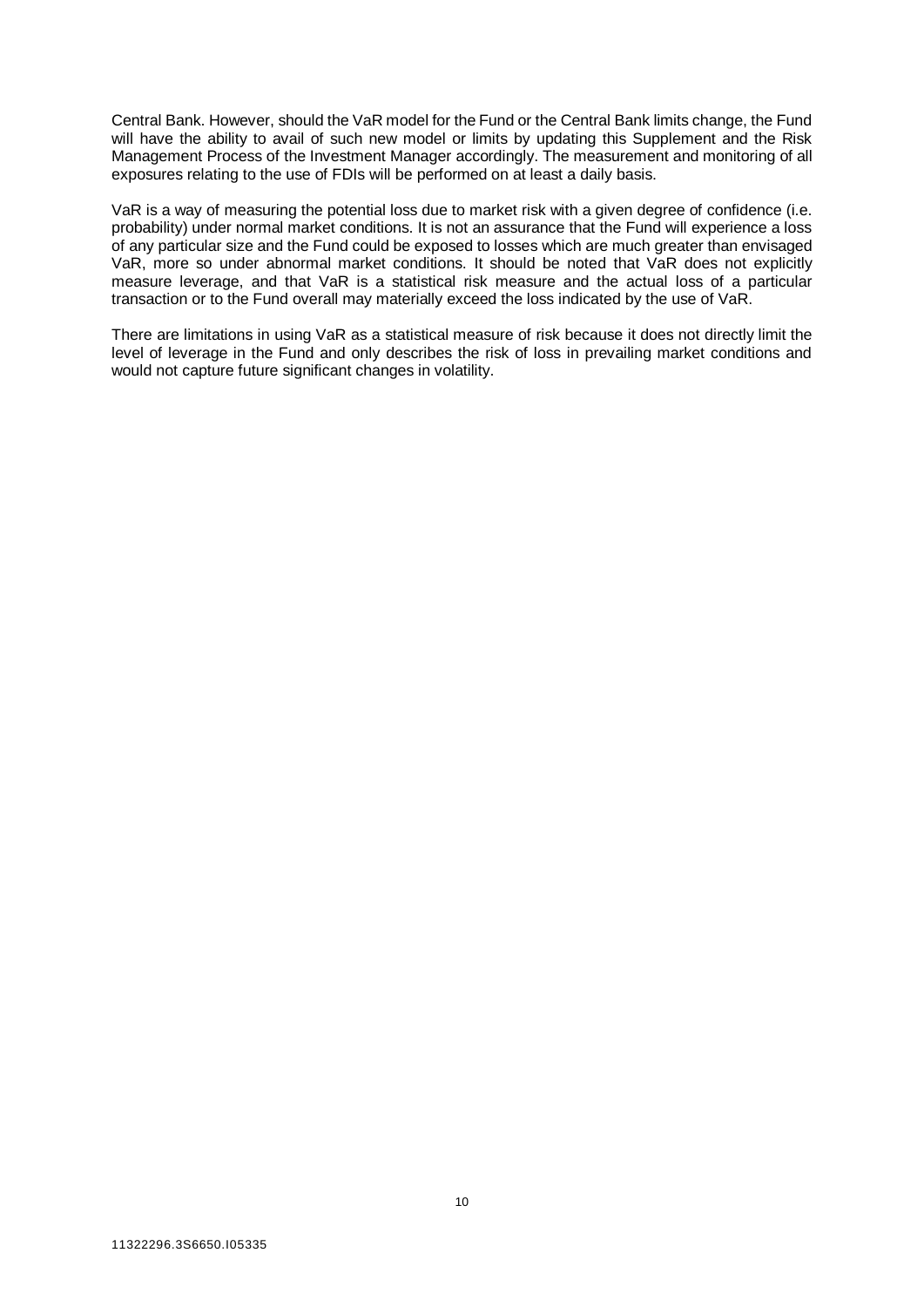Central Bank. However, should the VaR model for the Fund or the Central Bank limits change, the Fund will have the ability to avail of such new model or limits by updating this Supplement and the Risk Management Process of the Investment Manager accordingly. The measurement and monitoring of all exposures relating to the use of FDIs will be performed on at least a daily basis.

VaR is a way of measuring the potential loss due to market risk with a given degree of confidence (i.e. probability) under normal market conditions. It is not an assurance that the Fund will experience a loss of any particular size and the Fund could be exposed to losses which are much greater than envisaged VaR, more so under abnormal market conditions. It should be noted that VaR does not explicitly measure leverage, and that VaR is a statistical risk measure and the actual loss of a particular transaction or to the Fund overall may materially exceed the loss indicated by the use of VaR.

There are limitations in using VaR as a statistical measure of risk because it does not directly limit the level of leverage in the Fund and only describes the risk of loss in prevailing market conditions and would not capture future significant changes in volatility.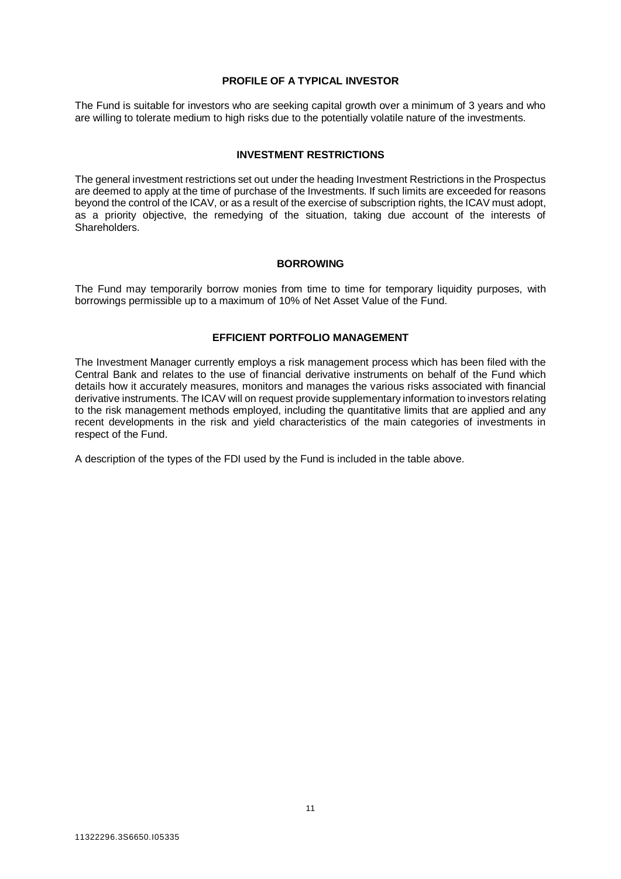## PROFILE OF A TYPICAL INVESTOR

The Fund is suitable for investors who are seeking capital growth over a minimum of 3 years and who are willing to tolerate medium to high risks due to the potentially volatile nature of the investments.

## INVESTMENT RESTRICTIONS

The general investment restrictions set out under the heading Investment Restrictions in the Prospectus are deemed to apply at the time of purchase of the Investments. If such limits are exceeded for reasons beyond the control of the ICAV, or as a result of the exercise of subscription rights, the ICAV must adopt, as a priority objective, the remedying of the situation, taking due account of the interests of Shareholders.

## BORROWING

The Fund may temporarily borrow monies from time to time for temporary liquidity purposes, with borrowings permissible up to a maximum of 10% of Net Asset Value of the Fund.

## EFFICIENT PORTFOLIO MANAGEMENT

The Investment Manager currently employs a risk management process which has been filed with the Central Bank and relates to the use of financial derivative instruments on behalf of the Fund which details how it accurately measures, monitors and manages the various risks associated with financial derivative instruments. The ICAV will on request provide supplementary information to investors relating to the risk management methods employed, including the quantitative limits that are applied and any recent developments in the risk and yield characteristics of the main categories of investments in respect of the Fund.

A description of the types of the FDI used by the Fund is included in the table above.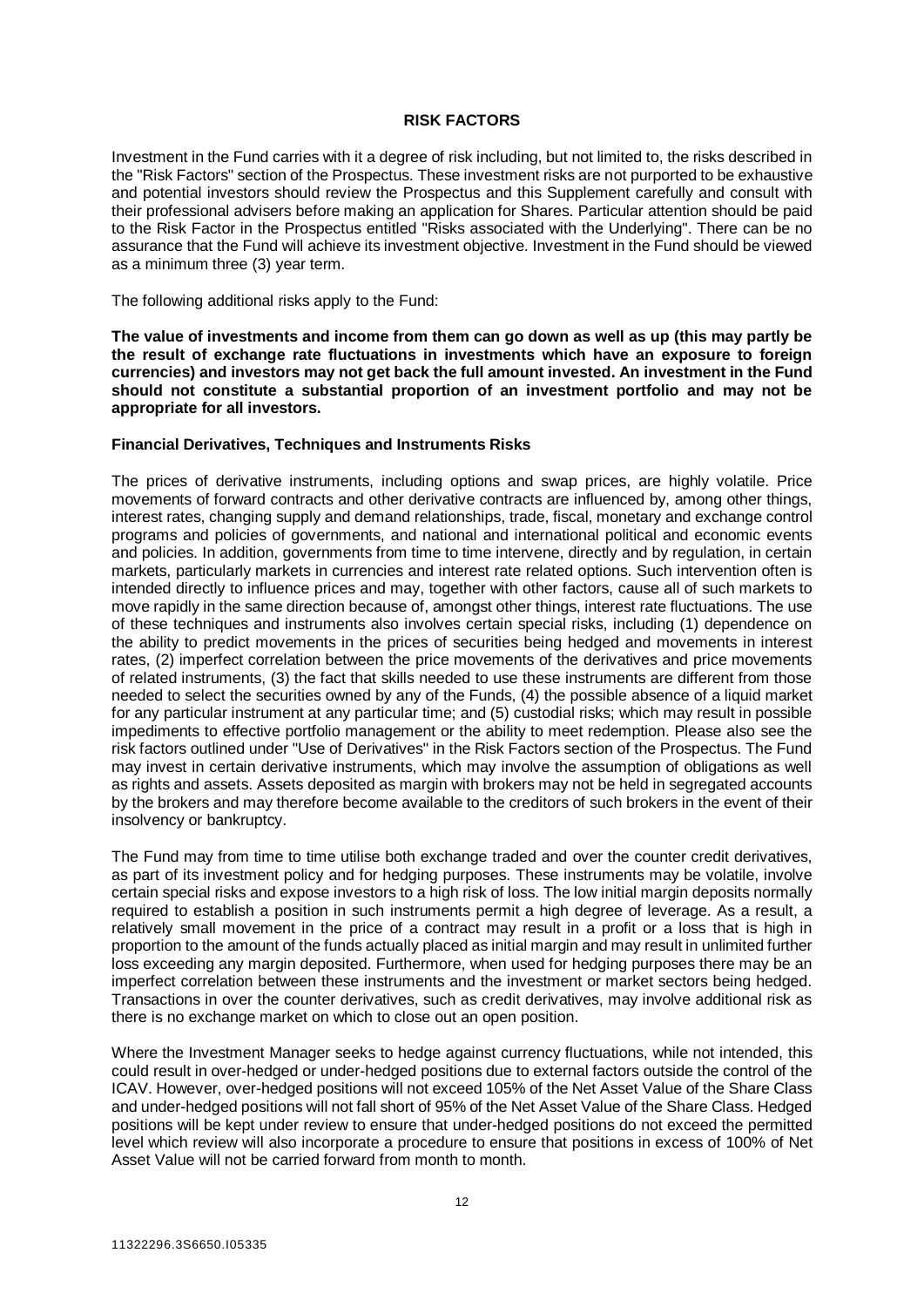## RISK FACTORS

Investment in the Fund carries with it a degree of risk including, but not limited to, the risks described in the "Risk Factors" section of the Prospectus. These investment risks are not purported to be exhaustive and potential investors should review the Prospectus and this Supplement carefully and consult with their professional advisers before making an application for Shares. Particular attention should be paid to the Risk Factor in the Prospectus entitled "Risks associated with the Underlying". There can be no assurance that the Fund will achieve its investment objective. Investment in the Fund should be viewed as a minimum three (3) year term.

The following additional risks apply to the Fund:

**The value of investments and income from them can go down as well as up (this may partly be the result of exchange rate fluctuations in investments which have an exposure to foreign currencies) and investors may not get back the full amount invested. An investment in the Fund should not constitute a substantial proportion of an investment portfolio and may not be appropriate for all investors.**

### Financial Derivatives, Techniques and Instruments Risks

The prices of derivative instruments, including options and swap prices, are highly volatile. Price movements of forward contracts and other derivative contracts are influenced by, among other things, interest rates, changing supply and demand relationships, trade, fiscal, monetary and exchange control programs and policies of governments, and national and international political and economic events and policies. In addition, governments from time to time intervene, directly and by regulation, in certain markets, particularly markets in currencies and interest rate related options. Such intervention often is intended directly to influence prices and may, together with other factors, cause all of such markets to move rapidly in the same direction because of, amongst other things, interest rate fluctuations. The use of these techniques and instruments also involves certain special risks, including (1) dependence on the ability to predict movements in the prices of securities being hedged and movements in interest rates, (2) imperfect correlation between the price movements of the derivatives and price movements of related instruments, (3) the fact that skills needed to use these instruments are different from those needed to select the securities owned by any of the Funds, (4) the possible absence of a liquid market for any particular instrument at any particular time; and (5) custodial risks; which may result in possible impediments to effective portfolio management or the ability to meet redemption. Please also see the risk factors outlined under "Use of Derivatives" in the Risk Factors section of the Prospectus. The Fund may invest in certain derivative instruments, which may involve the assumption of obligations as well as rights and assets. Assets deposited as margin with brokers may not be held in segregated accounts by the brokers and may therefore become available to the creditors of such brokers in the event of their insolvency or bankruptcy.

The Fund may from time to time utilise both exchange traded and over the counter credit derivatives, as part of its investment policy and for hedging purposes. These instruments may be volatile, involve certain special risks and expose investors to a high risk of loss. The low initial margin deposits normally required to establish a position in such instruments permit a high degree of leverage. As a result, a relatively small movement in the price of a contract may result in a profit or a loss that is high in proportion to the amount of the funds actually placed as initial margin and may result in unlimited further loss exceeding any margin deposited. Furthermore, when used for hedging purposes there may be an imperfect correlation between these instruments and the investment or market sectors being hedged. Transactions in over the counter derivatives, such as credit derivatives, may involve additional risk as there is no exchange market on which to close out an open position.

Where the Investment Manager seeks to hedge against currency fluctuations, while not intended, this could result in over-hedged or under-hedged positions due to external factors outside the control of the ICAV. However, over-hedged positions will not exceed 105% of the Net Asset Value of the Share Class and under-hedged positions will not fall short of 95% of the Net Asset Value of the Share Class. Hedged positions will be kept under review to ensure that under-hedged positions do not exceed the permitted level which review will also incorporate a procedure to ensure that positions in excess of 100% of Net Asset Value will not be carried forward from month to month.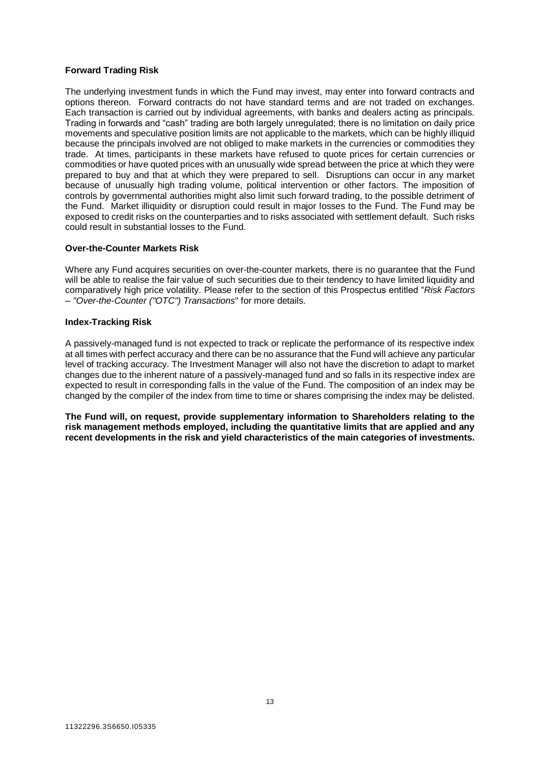**Forward Trading Risk**

The underlying investment funds in which the Fund may invest, may enter into forward contracts and options thereon. Forward contracts do not have standard terms and are not traded on exchanges. Each transaction is carried out by individual agreements, with banks and dealers acting as principals. Trading in forwards and "cash" trading are both largely unregulated; there is no limitation on daily price movements and speculative position limits are not applicable to the markets, which can be highly illiquid because the principals involved are not obliged to make markets in the currencies or commodities they trade. At times, participants in these markets have refused to quote prices for certain currencies or commodities or have quoted prices with an unusually wide spread between the price at which they were prepared to buy and that at which they were prepared to sell. Disruptions can occur in any market because of unusually high trading volume, political intervention or other factors. The imposition of controls by governmental authorities might also limit such forward trading, to the possible detriment of the Fund. Market illiquidity or disruption could result in major losses to the Fund. The Fund may be exposed to credit risks on the counterparties and to risks associated with settlement default. Such risks could result in substantial losses to the Fund.

**Over-the-Counter Markets Risk**

Where any Fund acquires securities on over-the-counter markets, there is no guarantee that the Fund will be able to realise the fair value of such securities due to their tendency to have limited liquidity and comparatively high price volatility. Please refer to the section of this Prospectus entitled "*Risk Factors – "Over-the-Counter ("OTC") Transactions*" for more details.

**Index-Tracking Risk**

A passively-managed fund is not expected to track or replicate the performance of its respective index at all times with perfect accuracy and there can be no assurance that the Fund will achieve any particular level of tracking accuracy. The Investment Manager will also not have the discretion to adapt to market changes due to the inherent nature of a passively-managed fund and so falls in its respective index are expected to result in corresponding falls in the value of the Fund. The composition of an index may be changed by the compiler of the index from time to time or shares comprising the index may be delisted.

**The Fund will, on request, provide supplementary information to Shareholders relating to the risk management methods employed, including the quantitative limits that are applied and any recent developments in the risk and yield characteristics of the main categories of investments.**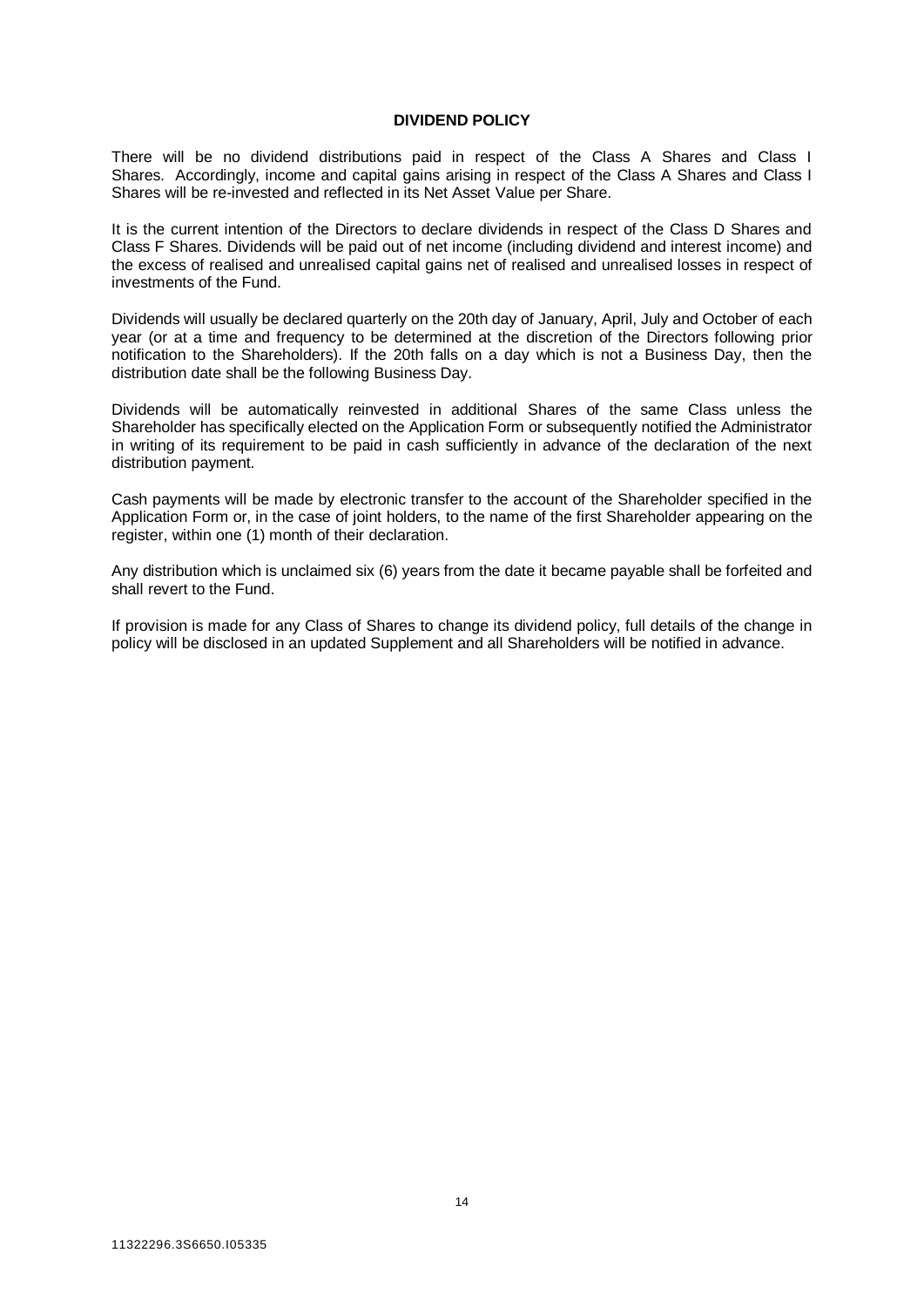## DIVIDEND POLICY

There will be no dividend distributions paid in respect of the Class A Shares and Class I Shares. Accordingly, income and capital gains arising in respect of the Class A Shares and Class I Shares will be re-invested and reflected in its Net Asset Value per Share.

It is the current intention of the Directors to declare dividends in respect of the Class D Shares and Class F Shares. Dividends will be paid out of net income (including dividend and interest income) and the excess of realised and unrealised capital gains net of realised and unrealised losses in respect of investments of the Fund.

Dividends will usually be declared quarterly on the 20th day of January, April, July and October of each year (or at a time and frequency to be determined at the discretion of the Directors following prior notification to the Shareholders). If the 20th falls on a day which is not a Business Day, then the distribution date shall be the following Business Day.

Dividends will be automatically reinvested in additional Shares of the same Class unless the Shareholder has specifically elected on the Application Form or subsequently notified the Administrator in writing of its requirement to be paid in cash sufficiently in advance of the declaration of the next distribution payment.

Cash payments will be made by electronic transfer to the account of the Shareholder specified in the Application Form or, in the case of joint holders, to the name of the first Shareholder appearing on the register, within one (1) month of their declaration.

Any distribution which is unclaimed six (6) years from the date it became payable shall be forfeited and shall revert to the Fund.

If provision is made for any Class of Shares to change its dividend policy, full details of the change in policy will be disclosed in an updated Supplement and all Shareholders will be notified in advance.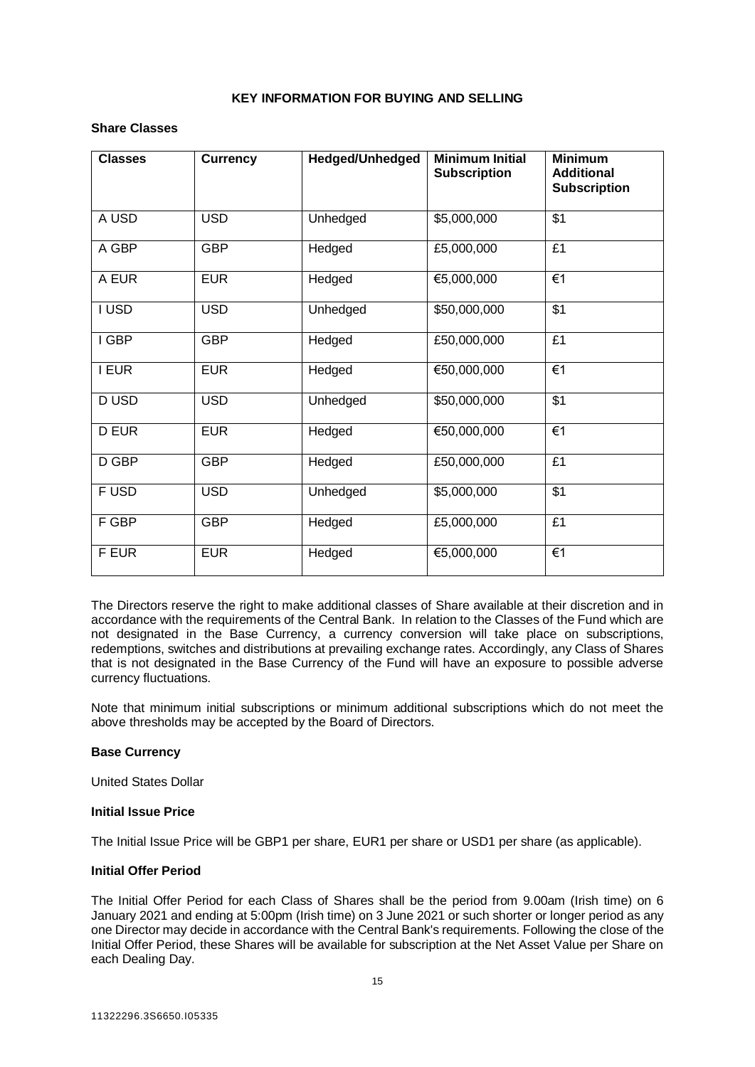## KEY INFORMATION FOR BUYING AND SELLING

**Share Classes**

| Classes | Currency | Hedged/Unhedged | Minimum Initial Subscription | Minimum Additional Subscription |
|---|---|---|---|---|
| A USD | USD | Unhedged | $5,000,000 | $1 |
| A GBP | GBP | Hedged | £5,000,000 | £1 |
| A EUR | EUR | Hedged | €5,000,000 | €1 |
| I USD | USD | Unhedged | $50,000,000 | $1 |
| I GBP | GBP | Hedged | £50,000,000 | £1 |
| I EUR | EUR | Hedged | €50,000,000 | €1 |
| D USD | USD | Unhedged | $50,000,000 | $1 |
| D EUR | EUR | Hedged | €50,000,000 | €1 |
| D GBP | GBP | Hedged | £50,000,000 | £1 |
| F USD | USD | Unhedged | $5,000,000 | $1 |
| F GBP | GBP | Hedged | £5,000,000 | £1 |
| F EUR | EUR | Hedged | €5,000,000 | €1 |

The Directors reserve the right to make additional classes of Share available at their discretion and in accordance with the requirements of the Central Bank. In relation to the Classes of the Fund which are not designated in the Base Currency, a currency conversion will take place on subscriptions, redemptions, switches and distributions at prevailing exchange rates. Accordingly, any Class of Shares that is not designated in the Base Currency of the Fund will have an exposure to possible adverse currency fluctuations.

Note that minimum initial subscriptions or minimum additional subscriptions which do not meet the above thresholds may be accepted by the Board of Directors.

**Base Currency**

United States Dollar

**Initial Issue Price**

The Initial Issue Price will be GBP1 per share, EUR1 per share or USD1 per share (as applicable).

**Initial Offer Period**

The Initial Offer Period for each Class of Shares shall be the period from 9.00am (Irish time) on 6 January 2021 and ending at 5:00pm (Irish time) on 3 June 2021 or such shorter or longer period as any one Director may decide in accordance with the Central Bank's requirements. Following the close of the Initial Offer Period, these Shares will be available for subscription at the Net Asset Value per Share on each Dealing Day.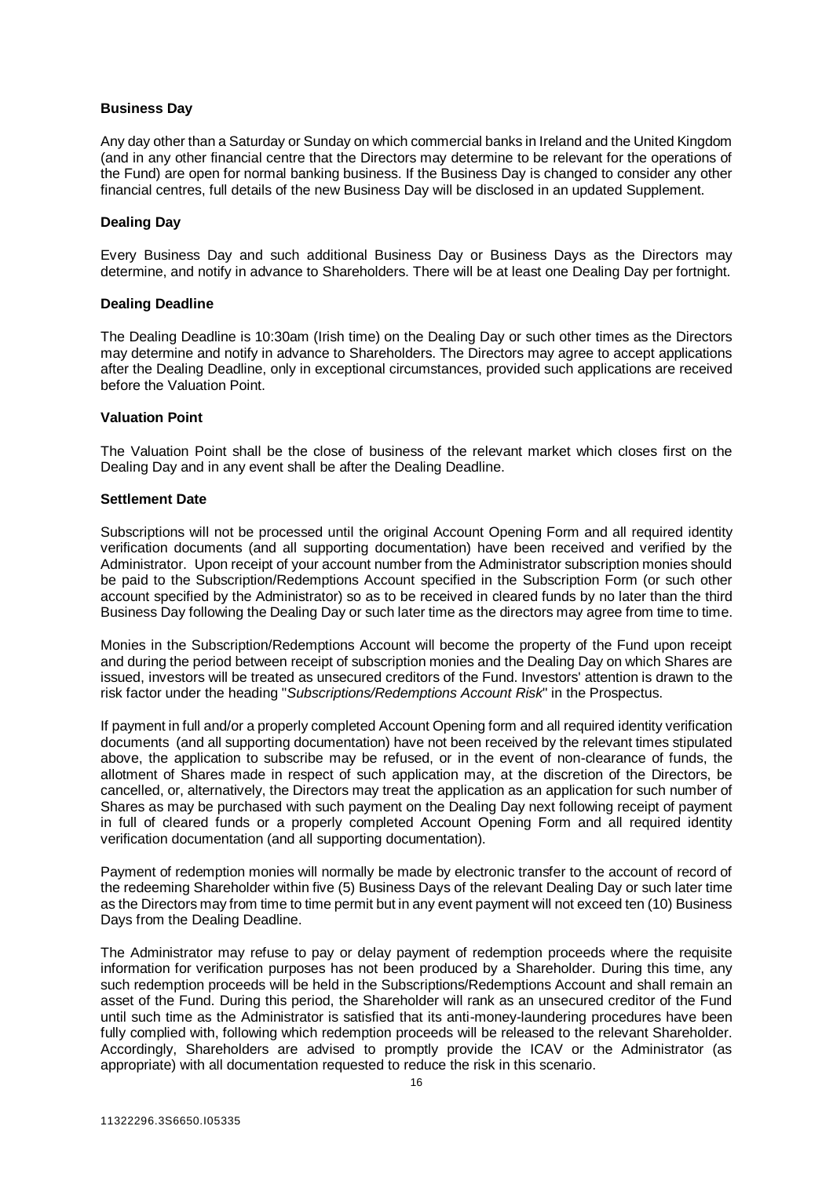**Business Day**

Any day other than a Saturday or Sunday on which commercial banks in Ireland and the United Kingdom (and in any other financial centre that the Directors may determine to be relevant for the operations of the Fund) are open for normal banking business. If the Business Day is changed to consider any other financial centres, full details of the new Business Day will be disclosed in an updated Supplement.

**Dealing Day**

Every Business Day and such additional Business Day or Business Days as the Directors may determine, and notify in advance to Shareholders. There will be at least one Dealing Day per fortnight.

**Dealing Deadline**

The Dealing Deadline is 10:30am (Irish time) on the Dealing Day or such other times as the Directors may determine and notify in advance to Shareholders. The Directors may agree to accept applications after the Dealing Deadline, only in exceptional circumstances, provided such applications are received before the Valuation Point.

**Valuation Point**

The Valuation Point shall be the close of business of the relevant market which closes first on the Dealing Day and in any event shall be after the Dealing Deadline.

**Settlement Date**

Subscriptions will not be processed until the original Account Opening Form and all required identity verification documents (and all supporting documentation) have been received and verified by the Administrator. Upon receipt of your account number from the Administrator subscription monies should be paid to the Subscription/Redemptions Account specified in the Subscription Form (or such other account specified by the Administrator) so as to be received in cleared funds by no later than the third Business Day following the Dealing Day or such later time as the directors may agree from time to time.

Monies in the Subscription/Redemptions Account will become the property of the Fund upon receipt and during the period between receipt of subscription monies and the Dealing Day on which Shares are issued, investors will be treated as unsecured creditors of the Fund. Investors' attention is drawn to the risk factor under the heading "*Subscriptions/Redemptions Account Risk*" in the Prospectus.

If payment in full and/or a properly completed Account Opening form and all required identity verification documents (and all supporting documentation) have not been received by the relevant times stipulated above, the application to subscribe may be refused, or in the event of non-clearance of funds, the allotment of Shares made in respect of such application may, at the discretion of the Directors, be cancelled, or, alternatively, the Directors may treat the application as an application for such number of Shares as may be purchased with such payment on the Dealing Day next following receipt of payment in full of cleared funds or a properly completed Account Opening Form and all required identity verification documentation (and all supporting documentation).

Payment of redemption monies will normally be made by electronic transfer to the account of record of the redeeming Shareholder within five (5) Business Days of the relevant Dealing Day or such later time as the Directors may from time to time permit but in any event payment will not exceed ten (10) Business Days from the Dealing Deadline.

The Administrator may refuse to pay or delay payment of redemption proceeds where the requisite information for verification purposes has not been produced by a Shareholder. During this time, any such redemption proceeds will be held in the Subscriptions/Redemptions Account and shall remain an asset of the Fund. During this period, the Shareholder will rank as an unsecured creditor of the Fund until such time as the Administrator is satisfied that its anti-money-laundering procedures have been fully complied with, following which redemption proceeds will be released to the relevant Shareholder. Accordingly, Shareholders are advised to promptly provide the ICAV or the Administrator (as appropriate) with all documentation requested to reduce the risk in this scenario.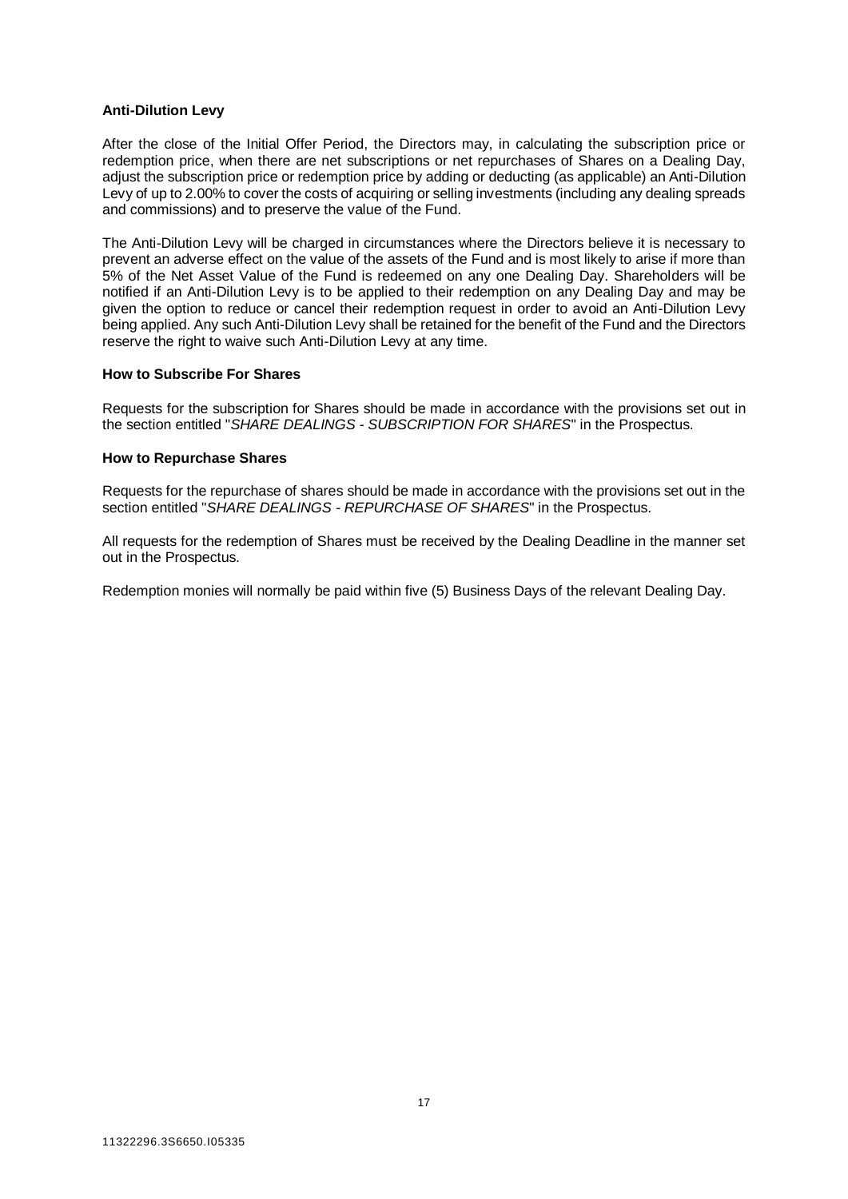**Anti-Dilution Levy**

After the close of the Initial Offer Period, the Directors may, in calculating the subscription price or redemption price, when there are net subscriptions or net repurchases of Shares on a Dealing Day, adjust the subscription price or redemption price by adding or deducting (as applicable) an Anti-Dilution Levy of up to 2.00% to cover the costs of acquiring or selling investments (including any dealing spreads and commissions) and to preserve the value of the Fund.

The Anti-Dilution Levy will be charged in circumstances where the Directors believe it is necessary to prevent an adverse effect on the value of the assets of the Fund and is most likely to arise if more than 5% of the Net Asset Value of the Fund is redeemed on any one Dealing Day. Shareholders will be notified if an Anti-Dilution Levy is to be applied to their redemption on any Dealing Day and may be given the option to reduce or cancel their redemption request in order to avoid an Anti-Dilution Levy being applied. Any such Anti-Dilution Levy shall be retained for the benefit of the Fund and the Directors reserve the right to waive such Anti-Dilution Levy at any time.

**How to Subscribe For Shares**

Requests for the subscription for Shares should be made in accordance with the provisions set out in the section entitled "*SHARE DEALINGS - SUBSCRIPTION FOR SHARES*" in the Prospectus.

**How to Repurchase Shares**

Requests for the repurchase of shares should be made in accordance with the provisions set out in the section entitled "*SHARE DEALINGS - REPURCHASE OF SHARES*" in the Prospectus.

All requests for the redemption of Shares must be received by the Dealing Deadline in the manner set out in the Prospectus.

Redemption monies will normally be paid within five (5) Business Days of the relevant Dealing Day.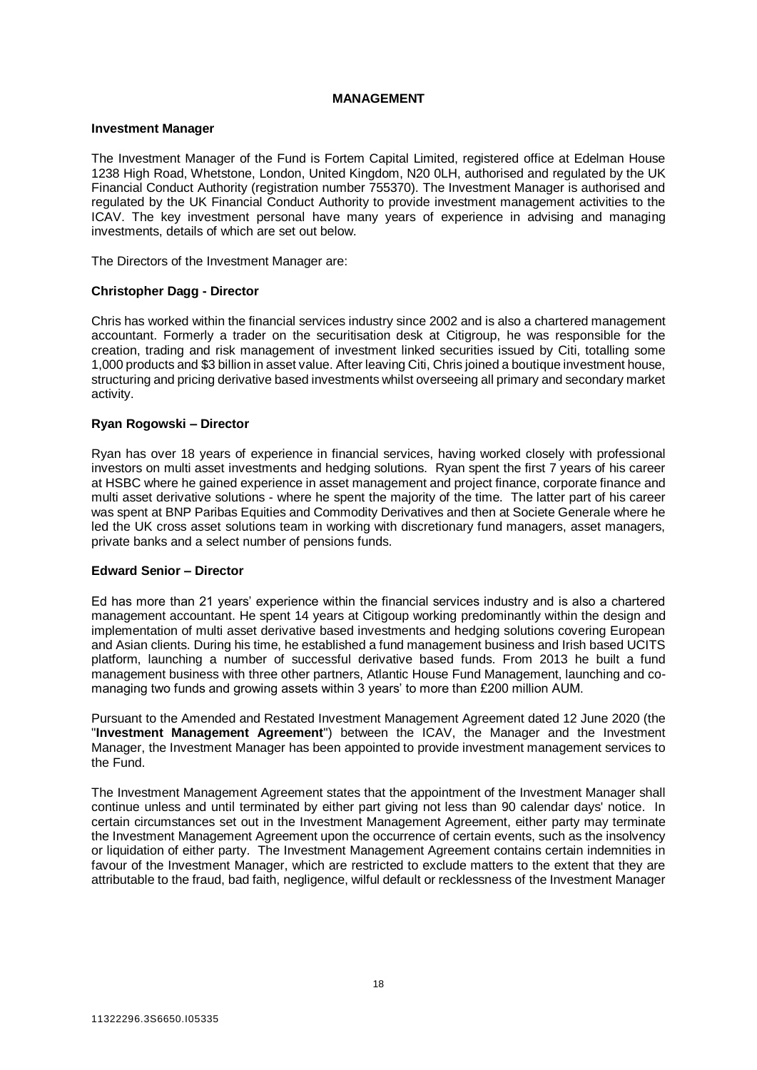## MANAGEMENT

### Investment Manager

The Investment Manager of the Fund is Fortem Capital Limited, registered office at Edelman House 1238 High Road, Whetstone, London, United Kingdom, N20 0LH, authorised and regulated by the UK Financial Conduct Authority (registration number 755370). The Investment Manager is authorised and regulated by the UK Financial Conduct Authority to provide investment management activities to the ICAV. The key investment personal have many years of experience in advising and managing investments, details of which are set out below.

The Directors of the Investment Manager are:

**Christopher Dagg - Director**

Chris has worked within the financial services industry since 2002 and is also a chartered management accountant. Formerly a trader on the securitisation desk at Citigroup, he was responsible for the creation, trading and risk management of investment linked securities issued by Citi, totalling some 1,000 products and $3 billion in asset value. After leaving Citi, Chris joined a boutique investment house, structuring and pricing derivative based investments whilst overseeing all primary and secondary market activity.

**Ryan Rogowski – Director**

Ryan has over 18 years of experience in financial services, having worked closely with professional investors on multi asset investments and hedging solutions. Ryan spent the first 7 years of his career at HSBC where he gained experience in asset management and project finance, corporate finance and multi asset derivative solutions - where he spent the majority of the time. The latter part of his career was spent at BNP Paribas Equities and Commodity Derivatives and then at Societe Generale where he led the UK cross asset solutions team in working with discretionary fund managers, asset managers, private banks and a select number of pensions funds.

**Edward Senior – Director**

Ed has more than 21 years' experience within the financial services industry and is also a chartered management accountant. He spent 14 years at Citigoup working predominantly within the design and implementation of multi asset derivative based investments and hedging solutions covering European and Asian clients. During his time, he established a fund management business and Irish based UCITS platform, launching a number of successful derivative based funds. From 2013 he built a fund management business with three other partners, Atlantic House Fund Management, launching and co-managing two funds and growing assets within 3 years' to more than £200 million AUM.

Pursuant to the Amended and Restated Investment Management Agreement dated 12 June 2020 (the "**Investment Management Agreement**") between the ICAV, the Manager and the Investment Manager, the Investment Manager has been appointed to provide investment management services to the Fund.

The Investment Management Agreement states that the appointment of the Investment Manager shall continue unless and until terminated by either part giving not less than 90 calendar days' notice. In certain circumstances set out in the Investment Management Agreement, either party may terminate the Investment Management Agreement upon the occurrence of certain events, such as the insolvency or liquidation of either party. The Investment Management Agreement contains certain indemnities in favour of the Investment Manager, which are restricted to exclude matters to the extent that they are attributable to the fraud, bad faith, negligence, wilful default or recklessness of the Investment Manager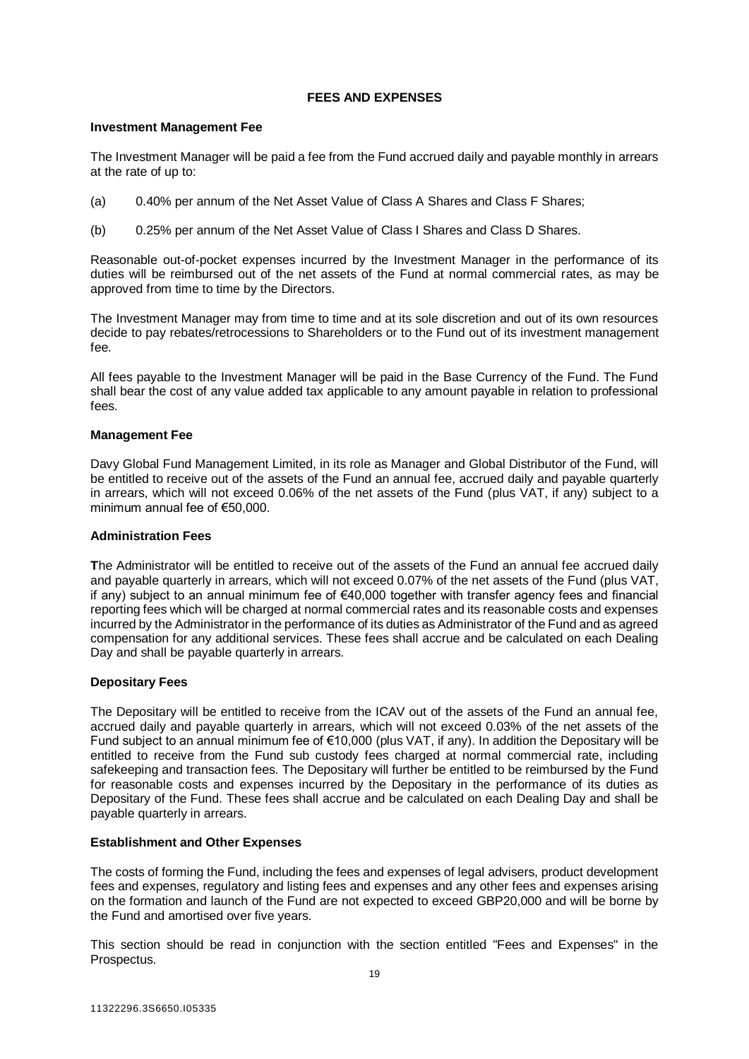## FEES AND EXPENSES

### Investment Management Fee

The Investment Manager will be paid a fee from the Fund accrued daily and payable monthly in arrears at the rate of up to:

(a) 0.40% per annum of the Net Asset Value of Class A Shares and Class F Shares;

(b) 0.25% per annum of the Net Asset Value of Class I Shares and Class D Shares.

Reasonable out-of-pocket expenses incurred by the Investment Manager in the performance of its duties will be reimbursed out of the net assets of the Fund at normal commercial rates, as may be approved from time to time by the Directors.

The Investment Manager may from time to time and at its sole discretion and out of its own resources decide to pay rebates/retrocessions to Shareholders or to the Fund out of its investment management fee.

All fees payable to the Investment Manager will be paid in the Base Currency of the Fund. The Fund shall bear the cost of any value added tax applicable to any amount payable in relation to professional fees.

### Management Fee

Davy Global Fund Management Limited, in its role as Manager and Global Distributor of the Fund, will be entitled to receive out of the assets of the Fund an annual fee, accrued daily and payable quarterly in arrears, which will not exceed 0.06% of the net assets of the Fund (plus VAT, if any) subject to a minimum annual fee of €50,000.

### Administration Fees

**T**he Administrator will be entitled to receive out of the assets of the Fund an annual fee accrued daily and payable quarterly in arrears, which will not exceed 0.07% of the net assets of the Fund (plus VAT, if any) subject to an annual minimum fee of €40,000 together with transfer agency fees and financial reporting fees which will be charged at normal commercial rates and its reasonable costs and expenses incurred by the Administrator in the performance of its duties as Administrator of the Fund and as agreed compensation for any additional services. These fees shall accrue and be calculated on each Dealing Day and shall be payable quarterly in arrears.

### Depositary Fees

The Depositary will be entitled to receive from the ICAV out of the assets of the Fund an annual fee, accrued daily and payable quarterly in arrears, which will not exceed 0.03% of the net assets of the Fund subject to an annual minimum fee of €10,000 (plus VAT, if any). In addition the Depositary will be entitled to receive from the Fund sub custody fees charged at normal commercial rate, including safekeeping and transaction fees. The Depositary will further be entitled to be reimbursed by the Fund for reasonable costs and expenses incurred by the Depositary in the performance of its duties as Depositary of the Fund. These fees shall accrue and be calculated on each Dealing Day and shall be payable quarterly in arrears.

### Establishment and Other Expenses

The costs of forming the Fund, including the fees and expenses of legal advisers, product development fees and expenses, regulatory and listing fees and expenses and any other fees and expenses arising on the formation and launch of the Fund are not expected to exceed GBP20,000 and will be borne by the Fund and amortised over five years.

This section should be read in conjunction with the section entitled "Fees and Expenses" in the Prospectus.

11322296.3S6650.I05335